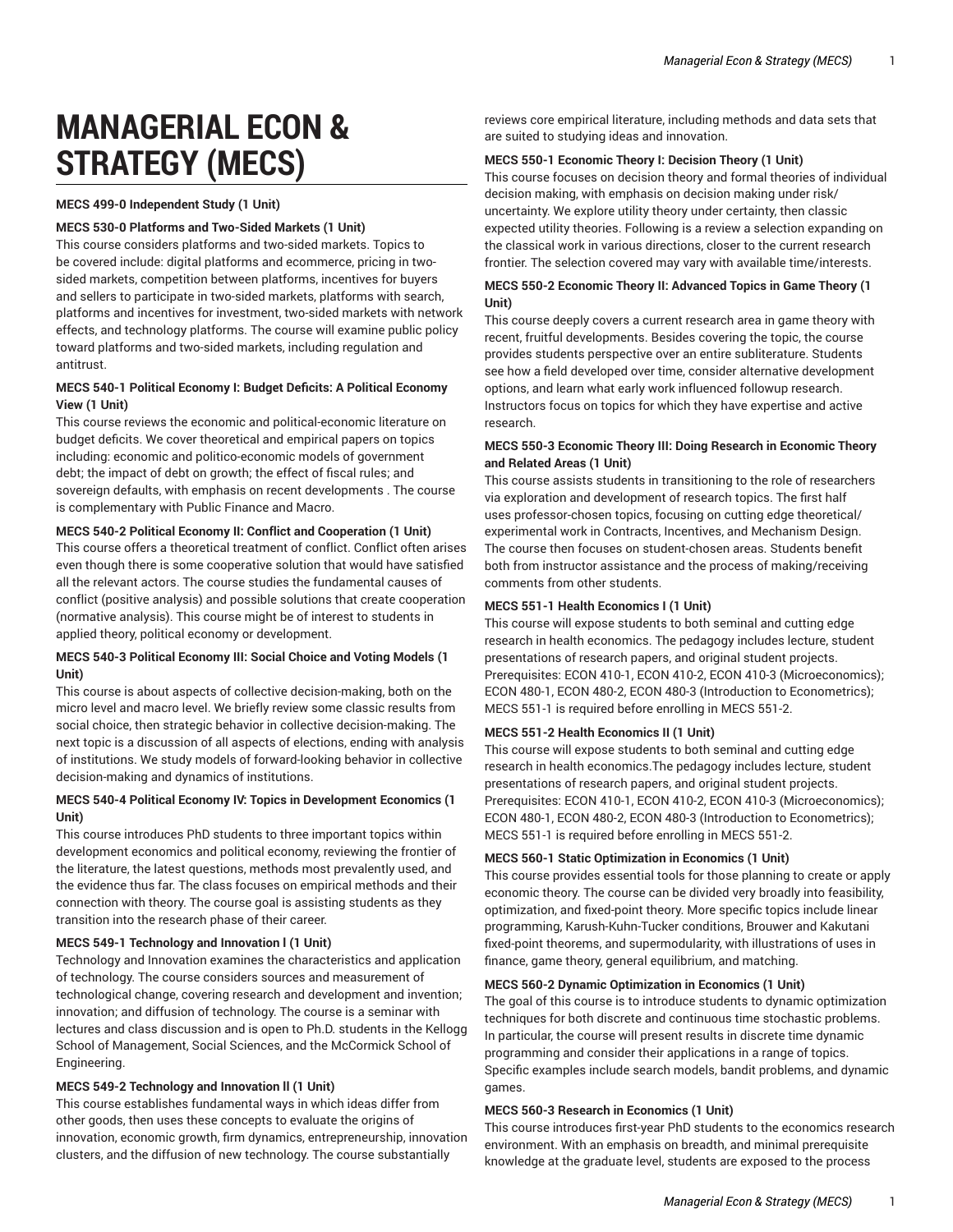# MANAGERIAL ECON & STRATEGY (MECS)

**MECS 499-0 Independent Study (1 Unit)**

**MECS 530-0 Platforms and Two-Sided Markets (1 Unit)**
This course considers platforms and two-sided markets. Topics to be covered include: digital platforms and ecommerce, pricing in two-sided markets, competition between platforms, incentives for buyers and sellers to participate in two-sided markets, platforms with search, platforms and incentives for investment, two-sided markets with network effects, and technology platforms. The course will examine public policy toward platforms and two-sided markets, including regulation and antitrust.

**MECS 540-1 Political Economy I: Budget Deficits: A Political Economy View (1 Unit)**
This course reviews the economic and political-economic literature on budget deficits. We cover theoretical and empirical papers on topics including: economic and politico-economic models of government debt; the impact of debt on growth; the effect of fiscal rules; and sovereign defaults, with emphasis on recent developments . The course is complementary with Public Finance and Macro.

**MECS 540-2 Political Economy II: Conflict and Cooperation (1 Unit)**
This course offers a theoretical treatment of conflict. Conflict often arises even though there is some cooperative solution that would have satisfied all the relevant actors. The course studies the fundamental causes of conflict (positive analysis) and possible solutions that create cooperation (normative analysis). This course might be of interest to students in applied theory, political economy or development.

**MECS 540-3 Political Economy III: Social Choice and Voting Models (1 Unit)**
This course is about aspects of collective decision-making, both on the micro level and macro level. We briefly review some classic results from social choice, then strategic behavior in collective decision-making. The next topic is a discussion of all aspects of elections, ending with analysis of institutions. We study models of forward-looking behavior in collective decision-making and dynamics of institutions.

**MECS 540-4 Political Economy IV: Topics in Development Economics (1 Unit)**
This course introduces PhD students to three important topics within development economics and political economy, reviewing the frontier of the literature, the latest questions, methods most prevalently used, and the evidence thus far. The class focuses on empirical methods and their connection with theory. The course goal is assisting students as they transition into the research phase of their career.

**MECS 549-1 Technology and Innovation l (1 Unit)**
Technology and Innovation examines the characteristics and application of technology. The course considers sources and measurement of technological change, covering research and development and invention; innovation; and diffusion of technology. The course is a seminar with lectures and class discussion and is open to Ph.D. students in the Kellogg School of Management, Social Sciences, and the McCormick School of Engineering.

**MECS 549-2 Technology and Innovation ll (1 Unit)**
This course establishes fundamental ways in which ideas differ from other goods, then uses these concepts to evaluate the origins of innovation, economic growth, firm dynamics, entrepreneurship, innovation clusters, and the diffusion of new technology. The course substantially reviews core empirical literature, including methods and data sets that are suited to studying ideas and innovation.

**MECS 550-1 Economic Theory I: Decision Theory (1 Unit)**
This course focuses on decision theory and formal theories of individual decision making, with emphasis on decision making under risk/uncertainty. We explore utility theory under certainty, then classic expected utility theories. Following is a review a selection expanding on the classical work in various directions, closer to the current research frontier. The selection covered may vary with available time/interests.

**MECS 550-2 Economic Theory II: Advanced Topics in Game Theory (1 Unit)**
This course deeply covers a current research area in game theory with recent, fruitful developments. Besides covering the topic, the course provides students perspective over an entire subliterature. Students see how a field developed over time, consider alternative development options, and learn what early work influenced followup research. Instructors focus on topics for which they have expertise and active research.

**MECS 550-3 Economic Theory III: Doing Research in Economic Theory and Related Areas (1 Unit)**
This course assists students in transitioning to the role of researchers via exploration and development of research topics. The first half uses professor-chosen topics, focusing on cutting edge theoretical/experimental work in Contracts, Incentives, and Mechanism Design. The course then focuses on student-chosen areas. Students benefit both from instructor assistance and the process of making/receiving comments from other students.

**MECS 551-1 Health Economics I (1 Unit)**
This course will expose students to both seminal and cutting edge research in health economics. The pedagogy includes lecture, student presentations of research papers, and original student projects.
Prerequisites: ECON 410-1, ECON 410-2, ECON 410-3 (Microeconomics); ECON 480-1, ECON 480-2, ECON 480-3 (Introduction to Econometrics); MECS 551-1 is required before enrolling in MECS 551-2.

**MECS 551-2 Health Economics II (1 Unit)**
This course will expose students to both seminal and cutting edge research in health economics.The pedagogy includes lecture, student presentations of research papers, and original student projects.
Prerequisites: ECON 410-1, ECON 410-2, ECON 410-3 (Microeconomics); ECON 480-1, ECON 480-2, ECON 480-3 (Introduction to Econometrics); MECS 551-1 is required before enrolling in MECS 551-2.

**MECS 560-1 Static Optimization in Economics (1 Unit)**
This course provides essential tools for those planning to create or apply economic theory. The course can be divided very broadly into feasibility, optimization, and fixed-point theory. More specific topics include linear programming, Karush-Kuhn-Tucker conditions, Brouwer and Kakutani fixed-point theorems, and supermodularity, with illustrations of uses in finance, game theory, general equilibrium, and matching.

**MECS 560-2 Dynamic Optimization in Economics (1 Unit)**
The goal of this course is to introduce students to dynamic optimization techniques for both discrete and continuous time stochastic problems. In particular, the course will present results in discrete time dynamic programming and consider their applications in a range of topics. Specific examples include search models, bandit problems, and dynamic games.

**MECS 560-3 Research in Economics (1 Unit)**
This course introduces first-year PhD students to the economics research environment. With an emphasis on breadth, and minimal prerequisite knowledge at the graduate level, students are exposed to the process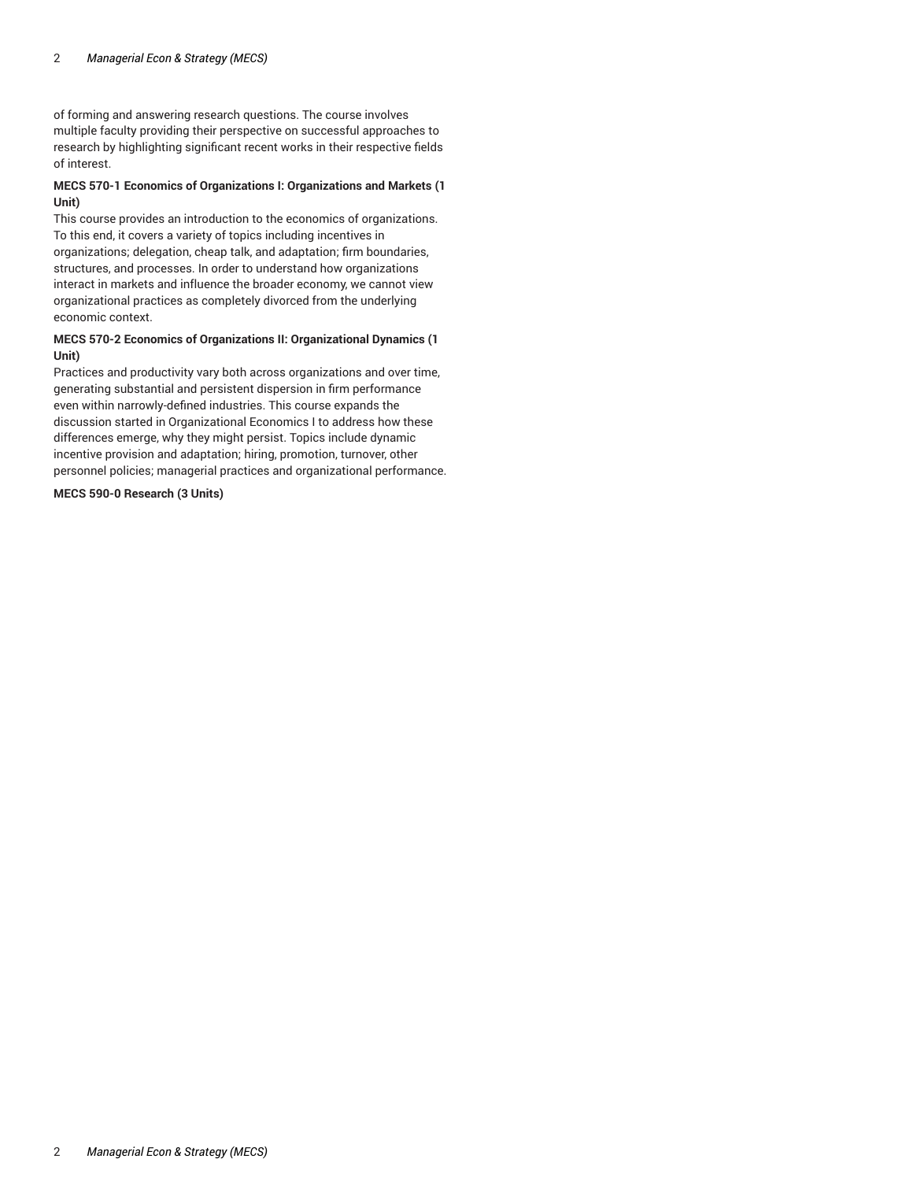of forming and answering research questions. The course involves multiple faculty providing their perspective on successful approaches to research by highlighting significant recent works in their respective fields of interest.

**MECS 570-1 Economics of Organizations I: Organizations and Markets (1 Unit)**

This course provides an introduction to the economics of organizations. To this end, it covers a variety of topics including incentives in organizations; delegation, cheap talk, and adaptation; firm boundaries, structures, and processes. In order to understand how organizations interact in markets and influence the broader economy, we cannot view organizational practices as completely divorced from the underlying economic context.

**MECS 570-2 Economics of Organizations II: Organizational Dynamics (1 Unit)**

Practices and productivity vary both across organizations and over time, generating substantial and persistent dispersion in firm performance even within narrowly-defined industries. This course expands the discussion started in Organizational Economics I to address how these differences emerge, why they might persist. Topics include dynamic incentive provision and adaptation; hiring, promotion, turnover, other personnel policies; managerial practices and organizational performance.

**MECS 590-0 Research (3 Units)**